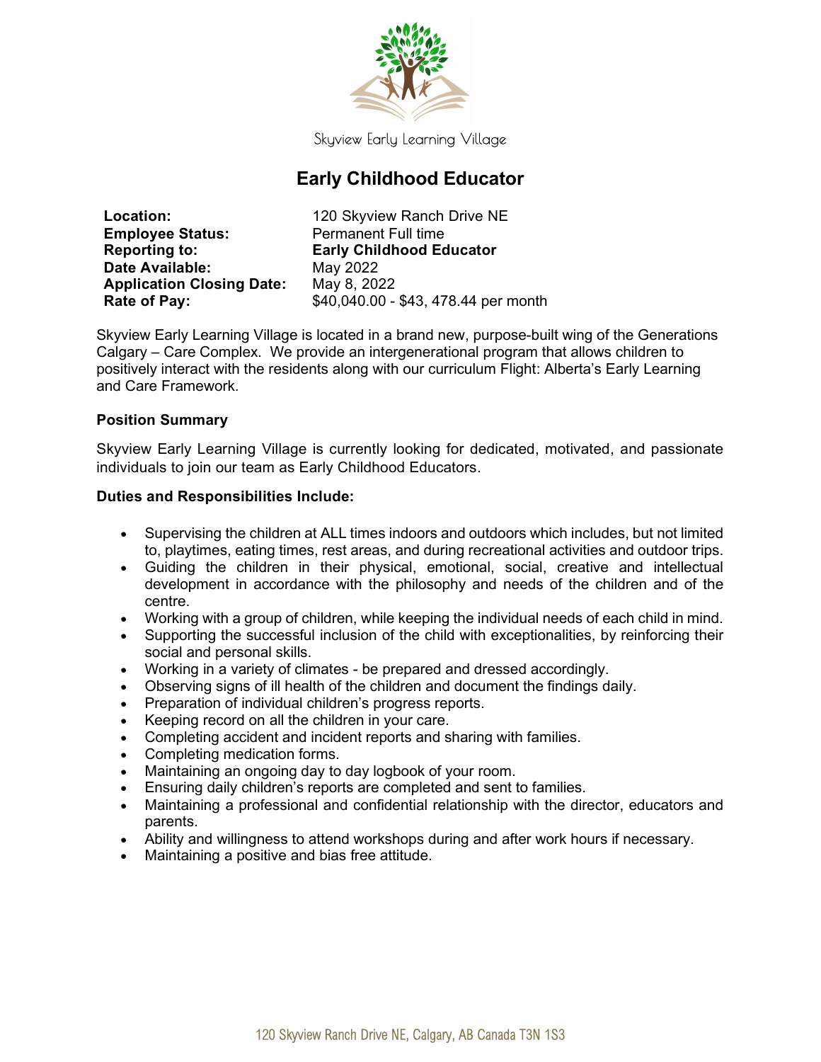Skyview Early Learning Village

# Early Childhood Educator

| | |
|---|---|
| **Location:** | 120 Skyview Ranch Drive NE |
| **Employee Status:** | Permanent Full time |
| **Reporting to:** | **Early Childhood Educator** |
| **Date Available:** | May 2022 |
| **Application Closing Date:** | May 8, 2022 |
| **Rate of Pay:** | $40,040.00 - $43, 478.44 per month |

Skyview Early Learning Village is located in a brand new, purpose-built wing of the Generations Calgary – Care Complex. We provide an intergenerational program that allows children to positively interact with the residents along with our curriculum Flight: Alberta's Early Learning and Care Framework.

### Position Summary

Skyview Early Learning Village is currently looking for dedicated, motivated, and passionate individuals to join our team as Early Childhood Educators.

### Duties and Responsibilities Include:

- Supervising the children at ALL times indoors and outdoors which includes, but not limited to, playtimes, eating times, rest areas, and during recreational activities and outdoor trips.
- Guiding the children in their physical, emotional, social, creative and intellectual development in accordance with the philosophy and needs of the children and of the centre.
- Working with a group of children, while keeping the individual needs of each child in mind.
- Supporting the successful inclusion of the child with exceptionalities, by reinforcing their social and personal skills.
- Working in a variety of climates - be prepared and dressed accordingly.
- Observing signs of ill health of the children and document the findings daily.
- Preparation of individual children's progress reports.
- Keeping record on all the children in your care.
- Completing accident and incident reports and sharing with families.
- Completing medication forms.
- Maintaining an ongoing day to day logbook of your room.
- Ensuring daily children's reports are completed and sent to families.
- Maintaining a professional and confidential relationship with the director, educators and parents.
- Ability and willingness to attend workshops during and after work hours if necessary.
- Maintaining a positive and bias free attitude.

120 Skyview Ranch Drive NE, Calgary, AB Canada T3N 1S3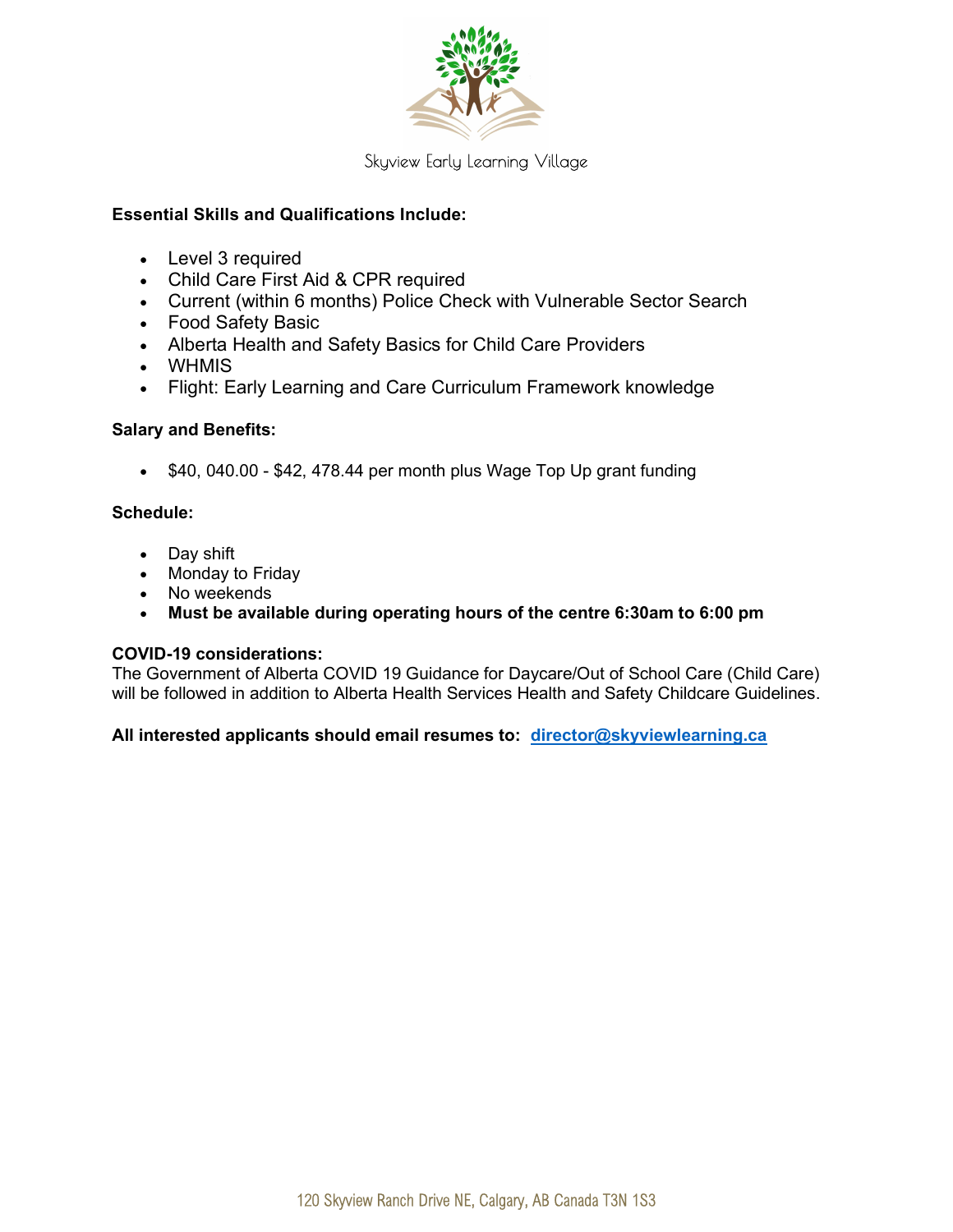Skyview Early Learning Village

**Essential Skills and Qualifications Include:**

- Level 3 required
- Child Care First Aid & CPR required
- Current (within 6 months) Police Check with Vulnerable Sector Search
- Food Safety Basic
- Alberta Health and Safety Basics for Child Care Providers
- WHMIS
- Flight: Early Learning and Care Curriculum Framework knowledge

**Salary and Benefits:**

- $40, 040.00 - $42, 478.44 per month plus Wage Top Up grant funding

**Schedule:**

- Day shift
- Monday to Friday
- No weekends
- **Must be available during operating hours of the centre 6:30am to 6:00 pm**

**COVID-19 considerations:**
The Government of Alberta COVID 19 Guidance for Daycare/Out of School Care (Child Care) will be followed in addition to Alberta Health Services Health and Safety Childcare Guidelines.

**All interested applicants should email resumes to: director@skyviewlearning.ca**

120 Skyview Ranch Drive NE, Calgary, AB Canada T3N 1S3